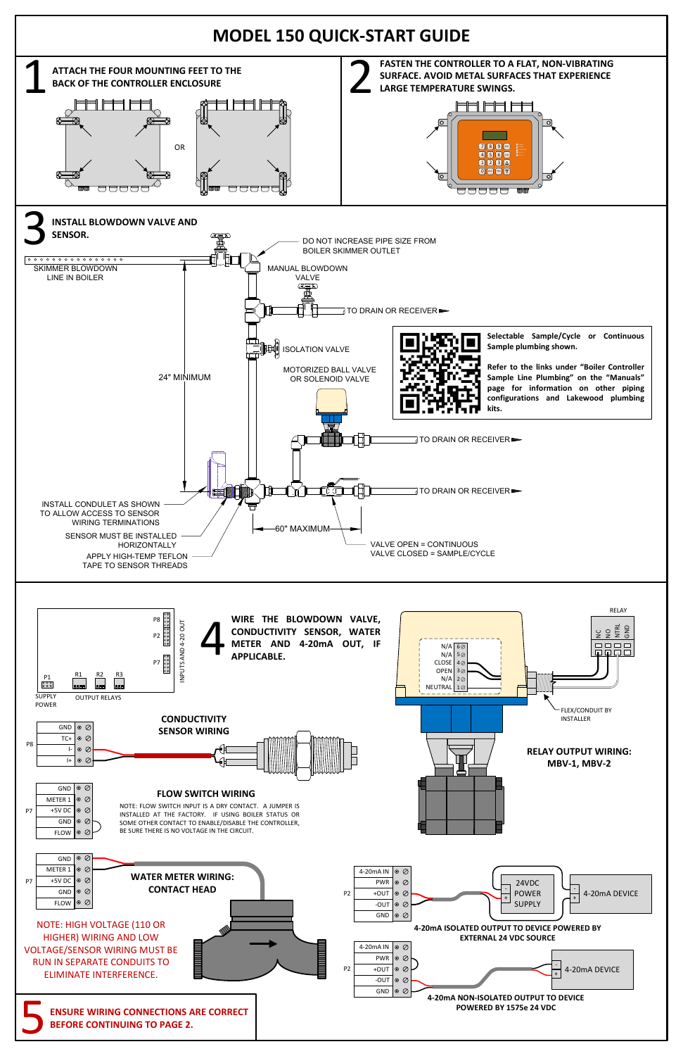# MODEL 150 QUICK-START GUIDE

## 1

**ATTACH THE FOUR MOUNTING FEET TO THE BACK OF THE CONTROLLER ENCLOSURE**

OR

## 2

**FASTEN THE CONTROLLER TO A FLAT, NON-VIBRATING SURFACE. AVOID METAL SURFACES THAT EXPERIENCE LARGE TEMPERATURE SWINGS.**

## 3

**INSTALL BLOWDOWN VALVE AND SENSOR.**

DO NOT INCREASE PIPE SIZE FROM BOILER SKIMMER OUTLET

SKIMMER BLOWDOWN LINE IN BOILER

MANUAL BLOWDOWN VALVE

TO DRAIN OR RECEIVER

ISOLATION VALVE

MOTORIZED BALL VALVE OR SOLENOID VALVE

24" MINIMUM

**Selectable Sample/Cycle or Continuous Sample plumbing shown.**

**Refer to the links under "Boiler Controller Sample Line Plumbing" on the "Manuals" page for information on other piping configurations and Lakewood plumbing kits.**

TO DRAIN OR RECEIVER

TO DRAIN OR RECEIVER

INSTALL CONDULET AS SHOWN TO ALLOW ACCESS TO SENSOR WIRING TERMINATIONS

SENSOR MUST BE INSTALLED HORIZONTALLY

APPLY HIGH-TEMP TEFLON TAPE TO SENSOR THREADS

60" MAXIMUM

VALVE OPEN = CONTINUOUS
VALVE CLOSED = SAMPLE/CYCLE

## 4

**WIRE THE BLOWDOWN VALVE, CONDUCTIVITY SENSOR, WATER METER AND 4-20mA OUT, IF APPLICABLE.**

P8
P2
P7
INPUTS AND 4-20 OUT
P1
R1 R2 R3
SUPPLY POWER
OUTPUT RELAYS

RELAY
NC NO NTRL GND

N/A 6
N/A 5
CLOSE 4
OPEN 3
N/A 2
NEUTRAL 1

FLEX/CONDUIT BY INSTALLER

**RELAY OUTPUT WIRING: MBV-1, MBV-2**

**CONDUCTIVITY SENSOR WIRING**

P8: GND, TC+, I-, I+

**FLOW SWITCH WIRING**

P7: GND, METER 1, +5V DC, GND, FLOW

NOTE: FLOW SWITCH INPUT IS A DRY CONTACT. A JUMPER IS INSTALLED AT THE FACTORY. IF USING BOILER STATUS OR SOME OTHER CONTACT TO ENABLE/DISABLE THE CONTROLLER, BE SURE THERE IS NO VOLTAGE IN THE CIRCUIT.

**WATER METER WIRING: CONTACT HEAD**

P7: GND, METER 1, +5V DC, GND, FLOW

NOTE: HIGH VOLTAGE (110 OR HIGHER) WIRING AND LOW VOLTAGE/SENSOR WIRING MUST BE RUN IN SEPARATE CONDUITS TO ELIMINATE INTERFERENCE.

P2: 4-20mA IN, PWR, +OUT, -OUT, GND

24VDC POWER SUPPLY

4-20mA DEVICE

**4-20mA ISOLATED OUTPUT TO DEVICE POWERED BY EXTERNAL 24 VDC SOURCE**

P2: 4-20mA IN, PWR, +OUT, -OUT, GND

4-20mA DEVICE

**4-20mA NON-ISOLATED OUTPUT TO DEVICE POWERED BY 1575e 24 VDC**

## 5

**ENSURE WIRING CONNECTIONS ARE CORRECT BEFORE CONTINUING TO PAGE 2.**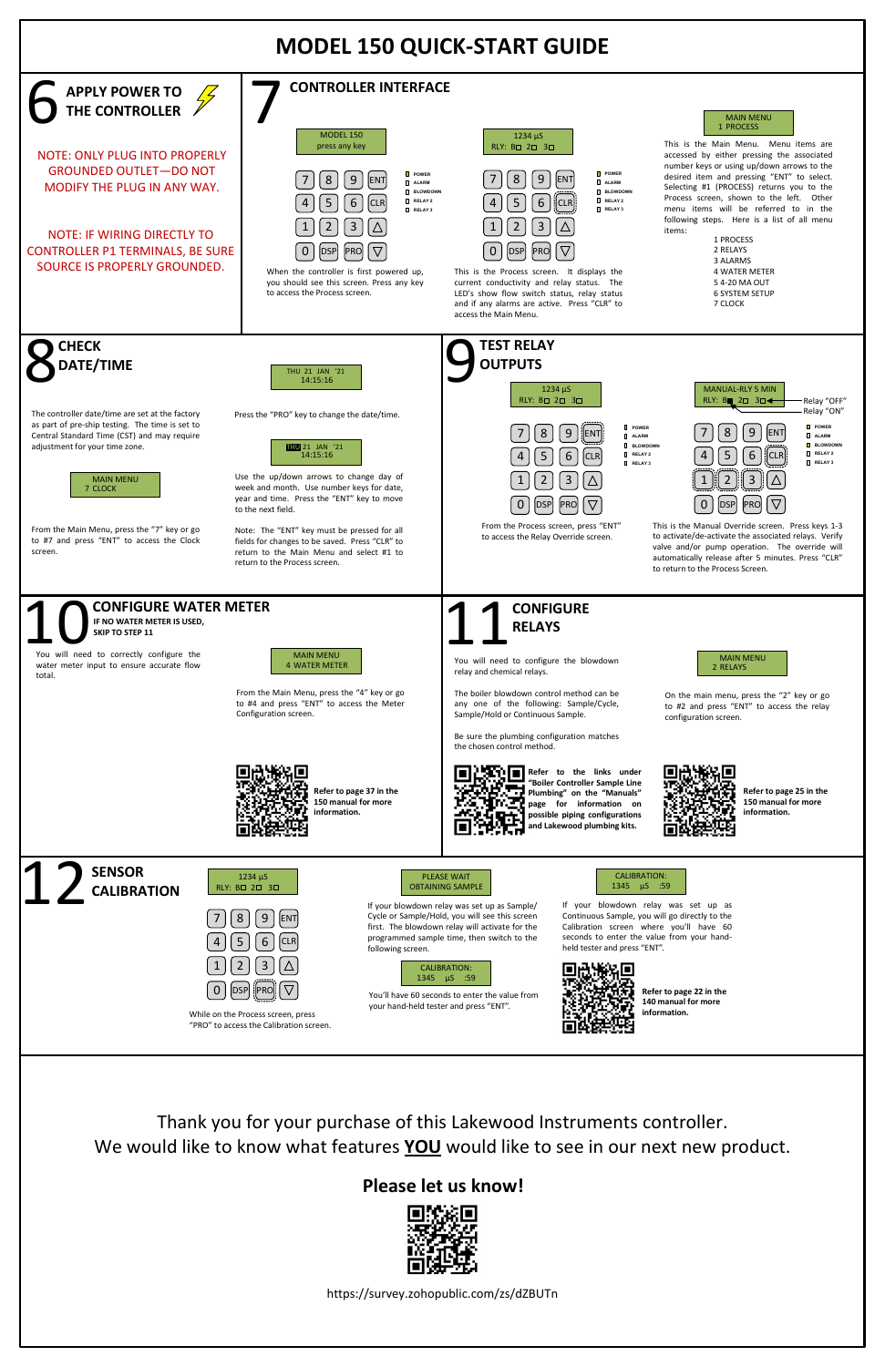# MODEL 150 QUICK-START GUIDE

## 6 APPLY POWER TO THE CONTROLLER

NOTE: ONLY PLUG INTO PROPERLY GROUNDED OUTLET—DO NOT MODIFY THE PLUG IN ANY WAY.

NOTE: IF WIRING DIRECTLY TO CONTROLLER P1 TERMINALS, BE SURE SOURCE IS PROPERLY GROUNDED.

## 7 CONTROLLER INTERFACE

MODEL 150
press any key

When the controller is first powered up, you should see this screen. Press any key to access the Process screen.

1234 µS
RLY: 1□ 2□ 3□

This is the Process screen. It displays the current conductivity and relay status. The LED's show flow switch status, relay status and if any alarms are active. Press "CLR" to access the Main Menu.

MAIN MENU
1 PROCESS

This is the Main Menu. Menu items are accessed by either pressing the associated number keys or using up/down arrows to the desired item and pressing "ENT" to select. Selecting #1 (PROCESS) returns you to the Process screen, shown to the left. Other menu items will be referred to in the following steps. Here is a list of all menu items:

1 PROCESS
2 RELAYS
3 ALARMS
4 WATER METER
5 4-20 MA OUT
6 SYSTEM SETUP
7 CLOCK

## 8 CHECK DATE/TIME

THU 21 JAN '21
14:15:16

The controller date/time are set at the factory as part of pre-ship testing. The time is set to Central Standard Time (CST) and may require adjustment for your time zone.

MAIN MENU
7 CLOCK

From the Main Menu, press the "7" key or go to #7 and press "ENT" to access the Clock screen.

Press the "PRO" key to change the date/time.

THU 21 JAN '21
14:15:16

Use the up/down arrows to change day of week and month. Use number keys for date, year and time. Press the "ENT" key to move to the next field.

Note: The "ENT" key must be pressed for all fields for changes to be saved. Press "CLR" to return to the Main Menu and select #1 to return to the Process screen.

## 9 TEST RELAY OUTPUTS

1234 µS
RLY: 1□ 2□ 3□

From the Process screen, press "ENT" to access the Relay Override screen.

MANUAL-RLY 5 MIN
RLY: 1■ 2□ 3□

Relay "OFF"
Relay "ON"

This is the Manual Override screen. Press keys 1-3 to activate/de-activate the associated relays. Verify valve and/or pump operation. The override will automatically release after 5 minutes. Press "CLR" to return to the Process Screen.

## 10 CONFIGURE WATER METER

**IF NO WATER METER IS USED, SKIP TO STEP 11**

You will need to correctly configure the water meter input to ensure accurate flow total.

MAIN MENU
4 WATER METER

From the Main Menu, press the "4" key or go to #4 and press "ENT" to access the Meter Configuration screen.

**Refer to page 37 in the 150 manual for more information.**

## 11 CONFIGURE RELAYS

You will need to configure the blowdown relay and chemical relays.

The boiler blowdown control method can be any one of the following: Sample/Cycle, Sample/Hold or Continuous Sample.

Be sure the plumbing configuration matches the chosen control method.

**Refer to the links under "Boiler Controller Sample Line Plumbing" on the "Manuals" page for information on possible piping configurations and Lakewood plumbing kits.**

MAIN MENU
2 RELAYS

On the main menu, press the "2" key or go to #2 and press "ENT" to access the relay configuration screen.

**Refer to page 25 in the 150 manual for more information.**

## 12 SENSOR CALIBRATION

1234 µS
RLY: 1□ 2□ 3□

While on the Process screen, press "PRO" to access the Calibration screen.

PLEASE WAIT
OBTAINING SAMPLE

If your blowdown relay was set up as Sample/Cycle or Sample/Hold, you will see this screen first. The blowdown relay will activate for the programmed sample time, then switch to the following screen.

CALIBRATION:
1345 µS :59

You'll have 60 seconds to enter the value from your hand-held tester and press "ENT".

CALIBRATION:
1345 µS :59

If your blowdown relay was set up as Continuous Sample, you will go directly to the Calibration screen where you'll have 60 seconds to enter the value from your hand-held tester and press "ENT".

**Refer to page 22 in the 140 manual for more information.**

Thank you for your purchase of this Lakewood Instruments controller.
We would like to know what features **YOU** would like to see in our next new product.

**Please let us know!**

https://survey.zohopublic.com/zs/dZBUTn